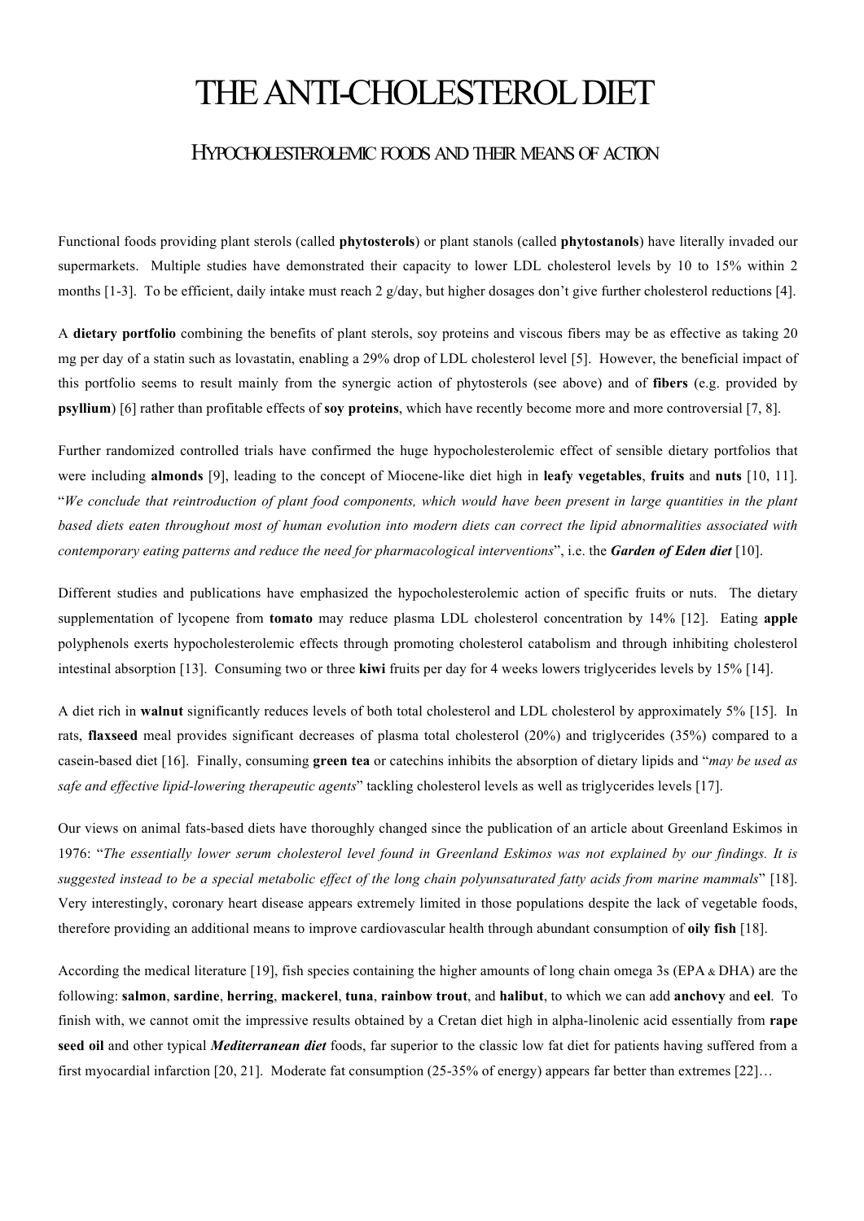# THE ANTI-CHOLESTEROL DIET

## HYPOCHOLESTEROLEMIC FOODS AND THEIR MEANS OF ACTION

Functional foods providing plant sterols (called **phytosterols**) or plant stanols (called **phytostanols**) have literally invaded our supermarkets. Multiple studies have demonstrated their capacity to lower LDL cholesterol levels by 10 to 15% within 2 months [1-3]. To be efficient, daily intake must reach 2 g/day, but higher dosages don't give further cholesterol reductions [4].

A **dietary portfolio** combining the benefits of plant sterols, soy proteins and viscous fibers may be as effective as taking 20 mg per day of a statin such as lovastatin, enabling a 29% drop of LDL cholesterol level [5]. However, the beneficial impact of this portfolio seems to result mainly from the synergic action of phytosterols (see above) and of **fibers** (e.g. provided by **psyllium**) [6] rather than profitable effects of **soy proteins**, which have recently become more and more controversial [7, 8].

Further randomized controlled trials have confirmed the huge hypocholesterolemic effect of sensible dietary portfolios that were including **almonds** [9], leading to the concept of Miocene-like diet high in **leafy vegetables**, **fruits** and **nuts** [10, 11]. "*We conclude that reintroduction of plant food components, which would have been present in large quantities in the plant based diets eaten throughout most of human evolution into modern diets can correct the lipid abnormalities associated with contemporary eating patterns and reduce the need for pharmacological interventions*", i.e. the ***Garden of Eden diet*** [10].

Different studies and publications have emphasized the hypocholesterolemic action of specific fruits or nuts. The dietary supplementation of lycopene from **tomato** may reduce plasma LDL cholesterol concentration by 14% [12]. Eating **apple** polyphenols exerts hypocholesterolemic effects through promoting cholesterol catabolism and through inhibiting cholesterol intestinal absorption [13]. Consuming two or three **kiwi** fruits per day for 4 weeks lowers triglycerides levels by 15% [14].

A diet rich in **walnut** significantly reduces levels of both total cholesterol and LDL cholesterol by approximately 5% [15]. In rats, **flaxseed** meal provides significant decreases of plasma total cholesterol (20%) and triglycerides (35%) compared to a casein-based diet [16]. Finally, consuming **green tea** or catechins inhibits the absorption of dietary lipids and "*may be used as safe and effective lipid-lowering therapeutic agents*" tackling cholesterol levels as well as triglycerides levels [17].

Our views on animal fats-based diets have thoroughly changed since the publication of an article about Greenland Eskimos in 1976: "*The essentially lower serum cholesterol level found in Greenland Eskimos was not explained by our findings. It is suggested instead to be a special metabolic effect of the long chain polyunsaturated fatty acids from marine mammals*" [18]. Very interestingly, coronary heart disease appears extremely limited in those populations despite the lack of vegetable foods, therefore providing an additional means to improve cardiovascular health through abundant consumption of **oily fish** [18].

According the medical literature [19], fish species containing the higher amounts of long chain omega 3s (EPA & DHA) are the following: **salmon**, **sardine**, **herring**, **mackerel**, **tuna**, **rainbow trout**, and **halibut**, to which we can add **anchovy** and **eel**. To finish with, we cannot omit the impressive results obtained by a Cretan diet high in alpha-linolenic acid essentially from **rape seed oil** and other typical ***Mediterranean diet*** foods, far superior to the classic low fat diet for patients having suffered from a first myocardial infarction [20, 21]. Moderate fat consumption (25-35% of energy) appears far better than extremes [22]…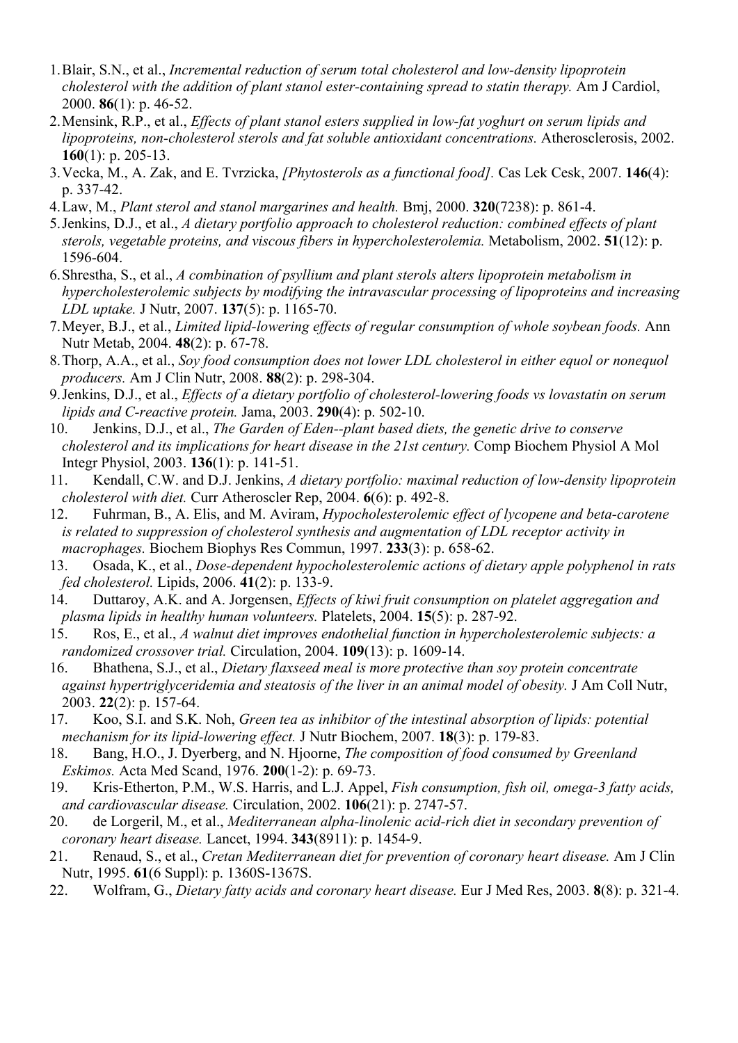1. Blair, S.N., et al., *Incremental reduction of serum total cholesterol and low-density lipoprotein cholesterol with the addition of plant stanol ester-containing spread to statin therapy.* Am J Cardiol, 2000. **86**(1): p. 46-52.
2. Mensink, R.P., et al., *Effects of plant stanol esters supplied in low-fat yoghurt on serum lipids and lipoproteins, non-cholesterol sterols and fat soluble antioxidant concentrations.* Atherosclerosis, 2002. **160**(1): p. 205-13.
3. Vecka, M., A. Zak, and E. Tvrzicka, *[Phytosterols as a functional food].* Cas Lek Cesk, 2007. **146**(4): p. 337-42.
4. Law, M., *Plant sterol and stanol margarines and health.* Bmj, 2000. **320**(7238): p. 861-4.
5. Jenkins, D.J., et al., *A dietary portfolio approach to cholesterol reduction: combined effects of plant sterols, vegetable proteins, and viscous fibers in hypercholesterolemia.* Metabolism, 2002. **51**(12): p. 1596-604.
6. Shrestha, S., et al., *A combination of psyllium and plant sterols alters lipoprotein metabolism in hypercholesterolemic subjects by modifying the intravascular processing of lipoproteins and increasing LDL uptake.* J Nutr, 2007. **137**(5): p. 1165-70.
7. Meyer, B.J., et al., *Limited lipid-lowering effects of regular consumption of whole soybean foods.* Ann Nutr Metab, 2004. **48**(2): p. 67-78.
8. Thorp, A.A., et al., *Soy food consumption does not lower LDL cholesterol in either equol or nonequol producers.* Am J Clin Nutr, 2008. **88**(2): p. 298-304.
9. Jenkins, D.J., et al., *Effects of a dietary portfolio of cholesterol-lowering foods vs lovastatin on serum lipids and C-reactive protein.* Jama, 2003. **290**(4): p. 502-10.
10. Jenkins, D.J., et al., *The Garden of Eden--plant based diets, the genetic drive to conserve cholesterol and its implications for heart disease in the 21st century.* Comp Biochem Physiol A Mol Integr Physiol, 2003. **136**(1): p. 141-51.
11. Kendall, C.W. and D.J. Jenkins, *A dietary portfolio: maximal reduction of low-density lipoprotein cholesterol with diet.* Curr Atheroscler Rep, 2004. **6**(6): p. 492-8.
12. Fuhrman, B., A. Elis, and M. Aviram, *Hypocholesterolemic effect of lycopene and beta-carotene is related to suppression of cholesterol synthesis and augmentation of LDL receptor activity in macrophages.* Biochem Biophys Res Commun, 1997. **233**(3): p. 658-62.
13. Osada, K., et al., *Dose-dependent hypocholesterolemic actions of dietary apple polyphenol in rats fed cholesterol.* Lipids, 2006. **41**(2): p. 133-9.
14. Duttaroy, A.K. and A. Jorgensen, *Effects of kiwi fruit consumption on platelet aggregation and plasma lipids in healthy human volunteers.* Platelets, 2004. **15**(5): p. 287-92.
15. Ros, E., et al., *A walnut diet improves endothelial function in hypercholesterolemic subjects: a randomized crossover trial.* Circulation, 2004. **109**(13): p. 1609-14.
16. Bhathena, S.J., et al., *Dietary flaxseed meal is more protective than soy protein concentrate against hypertriglyceridemia and steatosis of the liver in an animal model of obesity.* J Am Coll Nutr, 2003. **22**(2): p. 157-64.
17. Koo, S.I. and S.K. Noh, *Green tea as inhibitor of the intestinal absorption of lipids: potential mechanism for its lipid-lowering effect.* J Nutr Biochem, 2007. **18**(3): p. 179-83.
18. Bang, H.O., J. Dyerberg, and N. Hjoorne, *The composition of food consumed by Greenland Eskimos.* Acta Med Scand, 1976. **200**(1-2): p. 69-73.
19. Kris-Etherton, P.M., W.S. Harris, and L.J. Appel, *Fish consumption, fish oil, omega-3 fatty acids, and cardiovascular disease.* Circulation, 2002. **106**(21): p. 2747-57.
20. de Lorgeril, M., et al., *Mediterranean alpha-linolenic acid-rich diet in secondary prevention of coronary heart disease.* Lancet, 1994. **343**(8911): p. 1454-9.
21. Renaud, S., et al., *Cretan Mediterranean diet for prevention of coronary heart disease.* Am J Clin Nutr, 1995. **61**(6 Suppl): p. 1360S-1367S.
22. Wolfram, G., *Dietary fatty acids and coronary heart disease.* Eur J Med Res, 2003. **8**(8): p. 321-4.